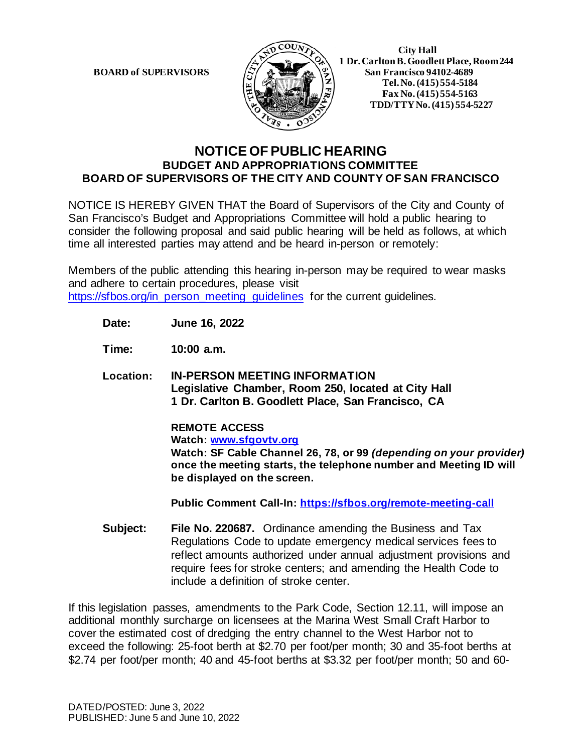**BOARD of SUPERVISORS**

City Hall
1 Dr. Carlton B. Goodlett Place, Room 244
San Francisco 94102-4689
Tel. No. (415) 554-5184
Fax No. (415) 554-5163
TDD/TTY No. (415) 554-5227

# NOTICE OF PUBLIC HEARING

## BUDGET AND APPROPRIATIONS COMMITTEE
## BOARD OF SUPERVISORS OF THE CITY AND COUNTY OF SAN FRANCISCO

NOTICE IS HEREBY GIVEN THAT the Board of Supervisors of the City and County of San Francisco's Budget and Appropriations Committee will hold a public hearing to consider the following proposal and said public hearing will be held as follows, at which time all interested parties may attend and be heard in-person or remotely:

Members of the public attending this hearing in-person may be required to wear masks and adhere to certain procedures, please visit https://sfbos.org/in_person_meeting_guidelines for the current guidelines.

**Date:** **June 16, 2022**

**Time:** **10:00 a.m.**

**Location:** **IN-PERSON MEETING INFORMATION**
**Legislative Chamber, Room 250, located at City Hall**
**1 Dr. Carlton B. Goodlett Place, San Francisco, CA**

**REMOTE ACCESS**
**Watch: www.sfgovtv.org**
**Watch: SF Cable Channel 26, 78, or 99** ***(depending on your provider)*** **once the meeting starts, the telephone number and Meeting ID will be displayed on the screen.**

**Public Comment Call-In: https://sfbos.org/remote-meeting-call**

**Subject:** **File No. 220687.** Ordinance amending the Business and Tax Regulations Code to update emergency medical services fees to reflect amounts authorized under annual adjustment provisions and require fees for stroke centers; and amending the Health Code to include a definition of stroke center.

If this legislation passes, amendments to the Park Code, Section 12.11, will impose an additional monthly surcharge on licensees at the Marina West Small Craft Harbor to cover the estimated cost of dredging the entry channel to the West Harbor not to exceed the following: 25-foot berth at $2.70 per foot/per month; 30 and 35-foot berths at $2.74 per foot/per month; 40 and 45-foot berths at $3.32 per foot/per month; 50 and 60-

DATED/POSTED: June 3, 2022
PUBLISHED: June 5 and June 10, 2022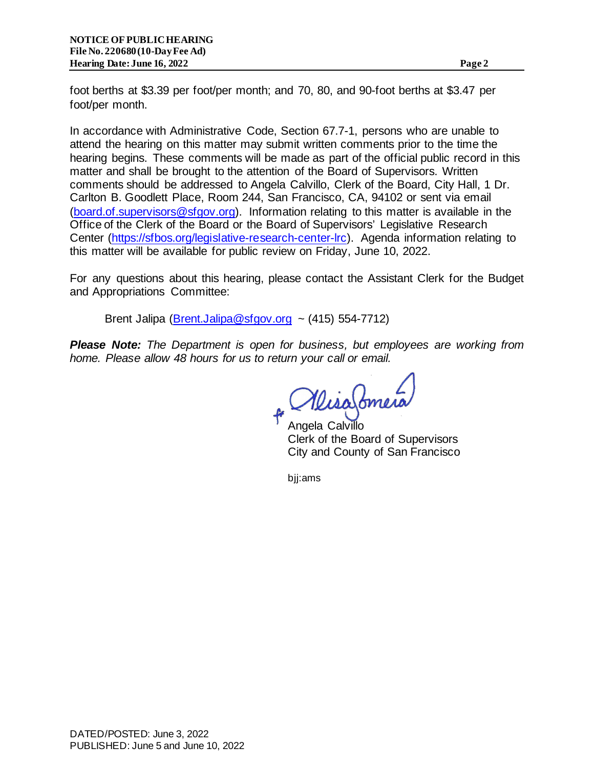foot berths at $3.39 per foot/per month; and 70, 80, and 90-foot berths at $3.47 per foot/per month.

In accordance with Administrative Code, Section 67.7-1, persons who are unable to attend the hearing on this matter may submit written comments prior to the time the hearing begins. These comments will be made as part of the official public record in this matter and shall be brought to the attention of the Board of Supervisors. Written comments should be addressed to Angela Calvillo, Clerk of the Board, City Hall, 1 Dr. Carlton B. Goodlett Place, Room 244, San Francisco, CA, 94102 or sent via email (board.of.supervisors@sfgov.org). Information relating to this matter is available in the Office of the Clerk of the Board or the Board of Supervisors' Legislative Research Center (https://sfbos.org/legislative-research-center-lrc). Agenda information relating to this matter will be available for public review on Friday, June 10, 2022.

For any questions about this hearing, please contact the Assistant Clerk for the Budget and Appropriations Committee:

Brent Jalipa (Brent.Jalipa@sfgov.org ~ (415) 554-7712)

***Please Note:*** *The Department is open for business, but employees are working from home. Please allow 48 hours for us to return your call or email.*

for Angela Calvillo
Clerk of the Board of Supervisors
City and County of San Francisco

bjj:ams

DATED/POSTED: June 3, 2022
PUBLISHED: June 5 and June 10, 2022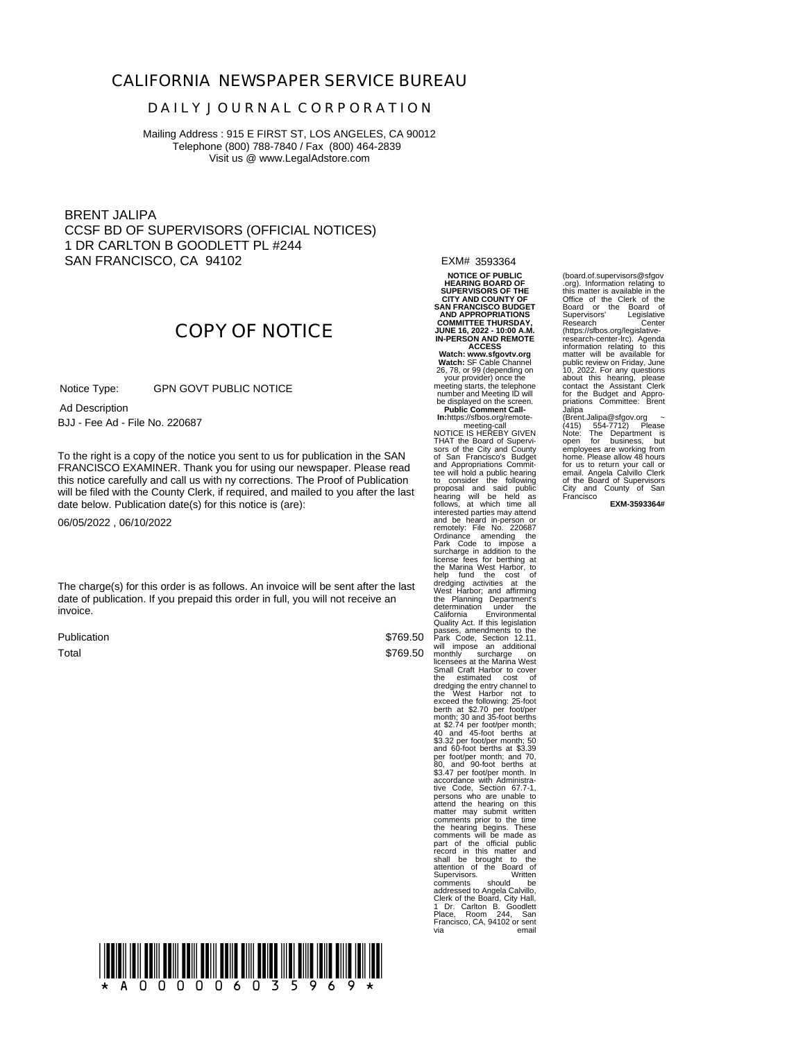# CALIFORNIA NEWSPAPER SERVICE BUREAU

## DAILY JOURNAL CORPORATION

Mailing Address : 915 E FIRST ST, LOS ANGELES, CA 90012
Telephone (800) 788-7840 / Fax (800) 464-2839
Visit us @ www.LegalAdstore.com

BRENT JALIPA
CCSF BD OF SUPERVISORS (OFFICIAL NOTICES)
1 DR CARLTON B GOODLETT PL #244
SAN FRANCISCO, CA 94102

## COPY OF NOTICE

Notice Type: GPN GOVT PUBLIC NOTICE

Ad Description

BJJ - Fee Ad - File No. 220687

To the right is a copy of the notice you sent to us for publication in the SAN FRANCISCO EXAMINER. Thank you for using our newspaper. Please read this notice carefully and call us with ny corrections. The Proof of Publication will be filed with the County Clerk, if required, and mailed to you after the last date below. Publication date(s) for this notice is (are):

06/05/2022 , 06/10/2022

The charge(s) for this order is as follows. An invoice will be sent after the last date of publication. If you prepaid this order in full, you will not receive an invoice.

| | |
|---|---|
| Publication | $769.50 |
| Total | $769.50 |

EXM# 3593364

**NOTICE OF PUBLIC HEARING BOARD OF SUPERVISORS OF THE CITY AND COUNTY OF SAN FRANCISCO BUDGET AND APPROPRIATIONS COMMITTEE THURSDAY, JUNE 16, 2022 - 10:00 A.M. IN-PERSON AND REMOTE ACCESS**

**Watch: www.sfgovtv.org**

**Watch:** SF Cable Channel 26, 78, or 99 (depending on your provider) once the meeting starts, the telephone number and Meeting ID will be displayed on the screen.

**Public Comment Call-In:**https://sfbos.org/remote-meeting-call

NOTICE IS HEREBY GIVEN THAT the Board of Supervisors of the City and County of San Francisco's Budget and Appropriations Committee will hold a public hearing to consider the following proposal and said public hearing will be held as follows, at which time all interested parties may attend and be heard in-person or remotely: File No. 220687 Ordinance amending the Park Code to impose a surcharge in addition to the license fees for berthing at the Marina West Harbor, to help fund the cost of dredging activities at the West Harbor; and affirming the Planning Department's determination under the California Environmental Quality Act. If this legislation passes, amendments to the Park Code, Section 12.11, will impose an additional monthly surcharge on licensees at the Marina West Small Craft Harbor to cover the estimated cost of dredging the entry channel to the West Harbor not to exceed the following: 25-foot berth at $2.70 per foot/per month; 30 and 35-foot berths at $2.74 per foot/per month; 40 and 45-foot berths at $3.32 per foot/per month; 50 and 60-foot berths at $3.39 per foot/per month; and 70, 80, and 90-foot berths at $3.47 per foot/per month. In accordance with Administrative Code, Section 67.7-1, persons who are unable to attend the hearing on this matter may submit written comments prior to the time the hearing begins. These comments will be made as part of the official public record in this matter and shall be brought to the attention of the Board of Supervisors. Written comments should be addressed to Angela Calvillo, Clerk of the Board, City Hall, 1 Dr. Carlton B. Goodlett Place, Room 244, San Francisco, CA, 94102 or sent via email (board.of.supervisors@sfgov.org). Information relating to this matter is available in the Office of the Clerk of the Board or the Board of Supervisors' Legislative Research Center (https://sfbos.org/legislative-research-center-lrc). Agenda information relating to this matter will be available for public review on Friday, June 10, 2022. For any questions about this hearing, please contact the Assistant Clerk for the Budget and Appropriations Committee: Brent Jalipa (Brent.Jalipa@sfgov.org ~ (415) 554-7712) Please Note: The Department is open for business, but employees are working from home. Please allow 48 hours for us to return your call or email. Angela Calvillo Clerk of the Board of Supervisors City and County of San Francisco

**EXM-3593364#**

* A 0 0 0 0 0 6 0 3 5 9 6 9 *